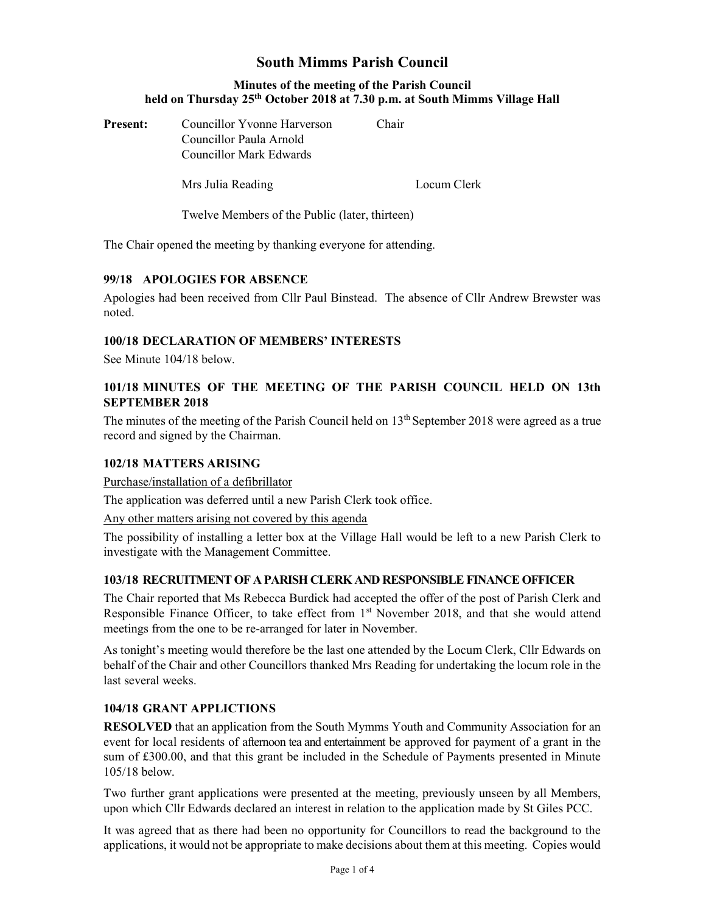# South Mimms Parish Council

## Minutes of the meeting of the Parish Council held on Thursday 25th October 2018 at 7.30 p.m. at South Mimms Village Hall

**Present:** Councillor Yvonne Harverson — Chair
Councillor Paula Arnold
Councillor Mark Edwards

Mrs Julia Reading — Locum Clerk

Twelve Members of the Public (later, thirteen)

The Chair opened the meeting by thanking everyone for attending.

### 99/18 APOLOGIES FOR ABSENCE

Apologies had been received from Cllr Paul Binstead. The absence of Cllr Andrew Brewster was noted.

### 100/18 DECLARATION OF MEMBERS' INTERESTS

See Minute 104/18 below.

### 101/18 MINUTES OF THE MEETING OF THE PARISH COUNCIL HELD ON 13th SEPTEMBER 2018

The minutes of the meeting of the Parish Council held on 13th September 2018 were agreed as a true record and signed by the Chairman.

### 102/18 MATTERS ARISING

Purchase/installation of a defibrillator

The application was deferred until a new Parish Clerk took office.

Any other matters arising not covered by this agenda

The possibility of installing a letter box at the Village Hall would be left to a new Parish Clerk to investigate with the Management Committee.

### 103/18 RECRUITMENT OF A PARISH CLERK AND RESPONSIBLE FINANCE OFFICER

The Chair reported that Ms Rebecca Burdick had accepted the offer of the post of Parish Clerk and Responsible Finance Officer, to take effect from 1st November 2018, and that she would attend meetings from the one to be re-arranged for later in November.

As tonight's meeting would therefore be the last one attended by the Locum Clerk, Cllr Edwards on behalf of the Chair and other Councillors thanked Mrs Reading for undertaking the locum role in the last several weeks.

### 104/18 GRANT APPLICTIONS

**RESOLVED** that an application from the South Mymms Youth and Community Association for an event for local residents of afternoon tea and entertainment be approved for payment of a grant in the sum of £300.00, and that this grant be included in the Schedule of Payments presented in Minute 105/18 below.

Two further grant applications were presented at the meeting, previously unseen by all Members, upon which Cllr Edwards declared an interest in relation to the application made by St Giles PCC.

It was agreed that as there had been no opportunity for Councillors to read the background to the applications, it would not be appropriate to make decisions about them at this meeting. Copies would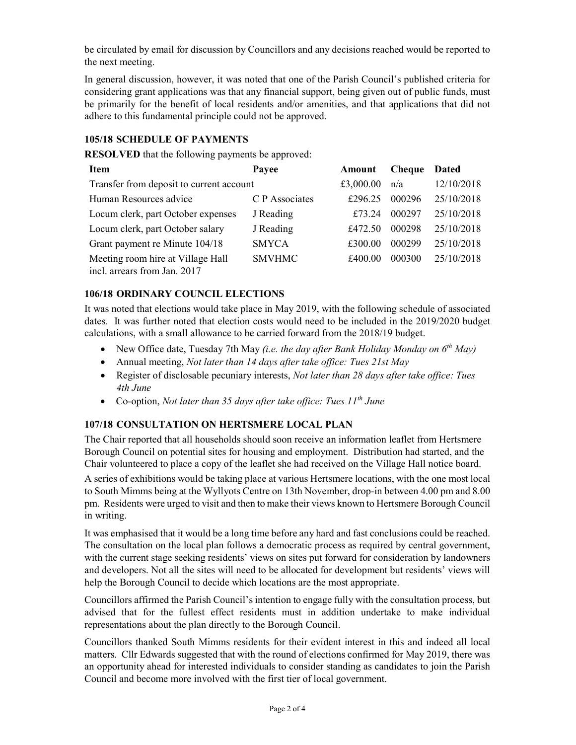be circulated by email for discussion by Councillors and any decisions reached would be reported to the next meeting.

In general discussion, however, it was noted that one of the Parish Council's published criteria for considering grant applications was that any financial support, being given out of public funds, must be primarily for the benefit of local residents and/or amenities, and that applications that did not adhere to this fundamental principle could not be approved.

### 105/18 SCHEDULE OF PAYMENTS

**RESOLVED** that the following payments be approved:

| Item | Payee | Amount | Cheque | Dated |
|---|---|---|---|---|
| Transfer from deposit to current account | | £3,000.00 | n/a | 12/10/2018 |
| Human Resources advice | C P Associates | £296.25 | 000296 | 25/10/2018 |
| Locum clerk, part October expenses | J Reading | £73.24 | 000297 | 25/10/2018 |
| Locum clerk, part October salary | J Reading | £472.50 | 000298 | 25/10/2018 |
| Grant payment re Minute 104/18 | SMYCA | £300.00 | 000299 | 25/10/2018 |
| Meeting room hire at Village Hall incl. arrears from Jan. 2017 | SMVHMC | £400.00 | 000300 | 25/10/2018 |

### 106/18 ORDINARY COUNCIL ELECTIONS

It was noted that elections would take place in May 2019, with the following schedule of associated dates. It was further noted that election costs would need to be included in the 2019/2020 budget calculations, with a small allowance to be carried forward from the 2018/19 budget.

- New Office date, Tuesday 7th May *(i.e. the day after Bank Holiday Monday on 6th May)*
- Annual meeting, *Not later than 14 days after take office: Tues 21st May*
- Register of disclosable pecuniary interests, *Not later than 28 days after take office: Tues 4th June*
- Co-option, *Not later than 35 days after take office: Tues 11th June*

### 107/18 CONSULTATION ON HERTSMERE LOCAL PLAN

The Chair reported that all households should soon receive an information leaflet from Hertsmere Borough Council on potential sites for housing and employment. Distribution had started, and the Chair volunteered to place a copy of the leaflet she had received on the Village Hall notice board.

A series of exhibitions would be taking place at various Hertsmere locations, with the one most local to South Mimms being at the Wyllyots Centre on 13th November, drop-in between 4.00 pm and 8.00 pm. Residents were urged to visit and then to make their views known to Hertsmere Borough Council in writing.

It was emphasised that it would be a long time before any hard and fast conclusions could be reached. The consultation on the local plan follows a democratic process as required by central government, with the current stage seeking residents' views on sites put forward for consideration by landowners and developers. Not all the sites will need to be allocated for development but residents' views will help the Borough Council to decide which locations are the most appropriate.

Councillors affirmed the Parish Council's intention to engage fully with the consultation process, but advised that for the fullest effect residents must in addition undertake to make individual representations about the plan directly to the Borough Council.

Councillors thanked South Mimms residents for their evident interest in this and indeed all local matters. Cllr Edwards suggested that with the round of elections confirmed for May 2019, there was an opportunity ahead for interested individuals to consider standing as candidates to join the Parish Council and become more involved with the first tier of local government.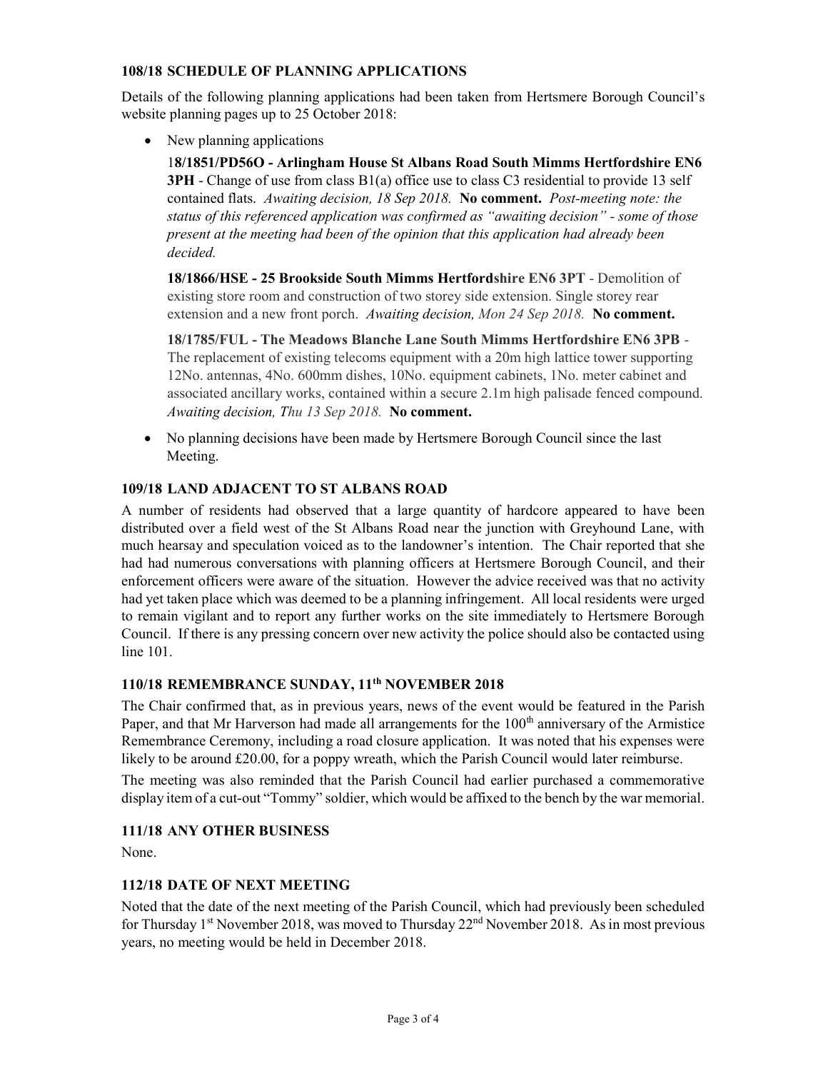### 108/18 SCHEDULE OF PLANNING APPLICATIONS

Details of the following planning applications had been taken from Hertsmere Borough Council's website planning pages up to 25 October 2018:

- New planning applications

  **18/1851/PD56O - Arlingham House St Albans Road South Mimms Hertfordshire EN6 3PH** - Change of use from class B1(a) office use to class C3 residential to provide 13 self contained flats. *Awaiting decision, 18 Sep 2018.* **No comment.** *Post-meeting note: the status of this referenced application was confirmed as "awaiting decision" - some of those present at the meeting had been of the opinion that this application had already been decided.*

  **18/1866/HSE - 25 Brookside South Mimms Hertfordshire EN6 3PT** - Demolition of existing store room and construction of two storey side extension. Single storey rear extension and a new front porch. *Awaiting decision, Mon 24 Sep 2018.* **No comment.**

  **18/1785/FUL - The Meadows Blanche Lane South Mimms Hertfordshire EN6 3PB** - The replacement of existing telecoms equipment with a 20m high lattice tower supporting 12No. antennas, 4No. 600mm dishes, 10No. equipment cabinets, 1No. meter cabinet and associated ancillary works, contained within a secure 2.1m high palisade fenced compound. *Awaiting decision, Thu 13 Sep 2018.* **No comment.**

- No planning decisions have been made by Hertsmere Borough Council since the last Meeting.

### 109/18 LAND ADJACENT TO ST ALBANS ROAD

A number of residents had observed that a large quantity of hardcore appeared to have been distributed over a field west of the St Albans Road near the junction with Greyhound Lane, with much hearsay and speculation voiced as to the landowner's intention. The Chair reported that she had had numerous conversations with planning officers at Hertsmere Borough Council, and their enforcement officers were aware of the situation. However the advice received was that no activity had yet taken place which was deemed to be a planning infringement. All local residents were urged to remain vigilant and to report any further works on the site immediately to Hertsmere Borough Council. If there is any pressing concern over new activity the police should also be contacted using line 101.

### 110/18 REMEMBRANCE SUNDAY, 11th NOVEMBER 2018

The Chair confirmed that, as in previous years, news of the event would be featured in the Parish Paper, and that Mr Harverson had made all arrangements for the 100th anniversary of the Armistice Remembrance Ceremony, including a road closure application. It was noted that his expenses were likely to be around £20.00, for a poppy wreath, which the Parish Council would later reimburse.

The meeting was also reminded that the Parish Council had earlier purchased a commemorative display item of a cut-out "Tommy" soldier, which would be affixed to the bench by the war memorial.

### 111/18 ANY OTHER BUSINESS

None.

### 112/18 DATE OF NEXT MEETING

Noted that the date of the next meeting of the Parish Council, which had previously been scheduled for Thursday 1st November 2018, was moved to Thursday 22nd November 2018. As in most previous years, no meeting would be held in December 2018.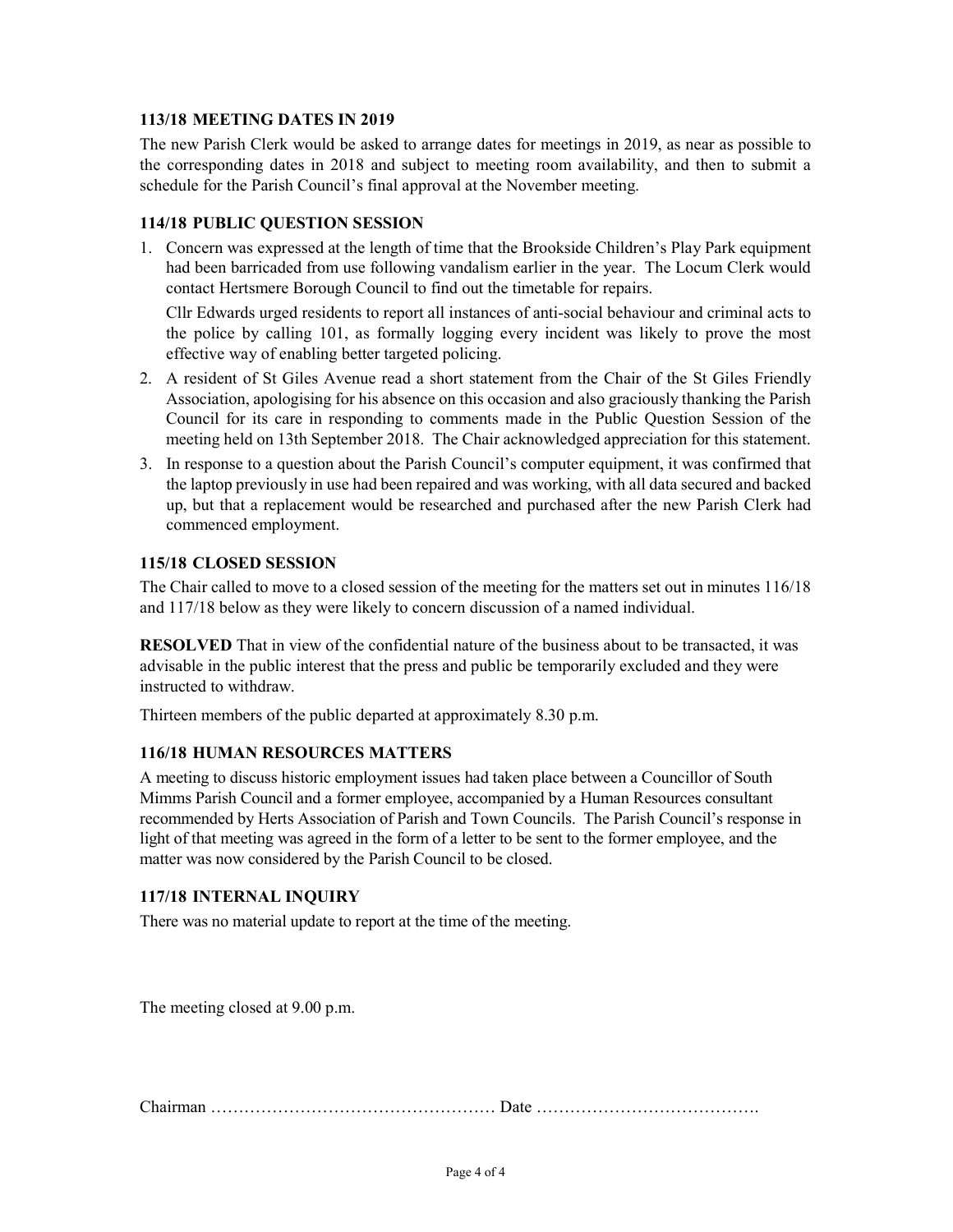### 113/18 MEETING DATES IN 2019

The new Parish Clerk would be asked to arrange dates for meetings in 2019, as near as possible to the corresponding dates in 2018 and subject to meeting room availability, and then to submit a schedule for the Parish Council's final approval at the November meeting.

### 114/18 PUBLIC QUESTION SESSION

1. Concern was expressed at the length of time that the Brookside Children's Play Park equipment had been barricaded from use following vandalism earlier in the year. The Locum Clerk would contact Hertsmere Borough Council to find out the timetable for repairs.

   Cllr Edwards urged residents to report all instances of anti-social behaviour and criminal acts to the police by calling 101, as formally logging every incident was likely to prove the most effective way of enabling better targeted policing.

2. A resident of St Giles Avenue read a short statement from the Chair of the St Giles Friendly Association, apologising for his absence on this occasion and also graciously thanking the Parish Council for its care in responding to comments made in the Public Question Session of the meeting held on 13th September 2018. The Chair acknowledged appreciation for this statement.

3. In response to a question about the Parish Council's computer equipment, it was confirmed that the laptop previously in use had been repaired and was working, with all data secured and backed up, but that a replacement would be researched and purchased after the new Parish Clerk had commenced employment.

### 115/18 CLOSED SESSION

The Chair called to move to a closed session of the meeting for the matters set out in minutes 116/18 and 117/18 below as they were likely to concern discussion of a named individual.

**RESOLVED** That in view of the confidential nature of the business about to be transacted, it was advisable in the public interest that the press and public be temporarily excluded and they were instructed to withdraw.

Thirteen members of the public departed at approximately 8.30 p.m.

### 116/18 HUMAN RESOURCES MATTERS

A meeting to discuss historic employment issues had taken place between a Councillor of South Mimms Parish Council and a former employee, accompanied by a Human Resources consultant recommended by Herts Association of Parish and Town Councils. The Parish Council's response in light of that meeting was agreed in the form of a letter to be sent to the former employee, and the matter was now considered by the Parish Council to be closed.

### 117/18 INTERNAL INQUIRY

There was no material update to report at the time of the meeting.

The meeting closed at 9.00 p.m.

Chairman …………………………………………… Date ………………………………….